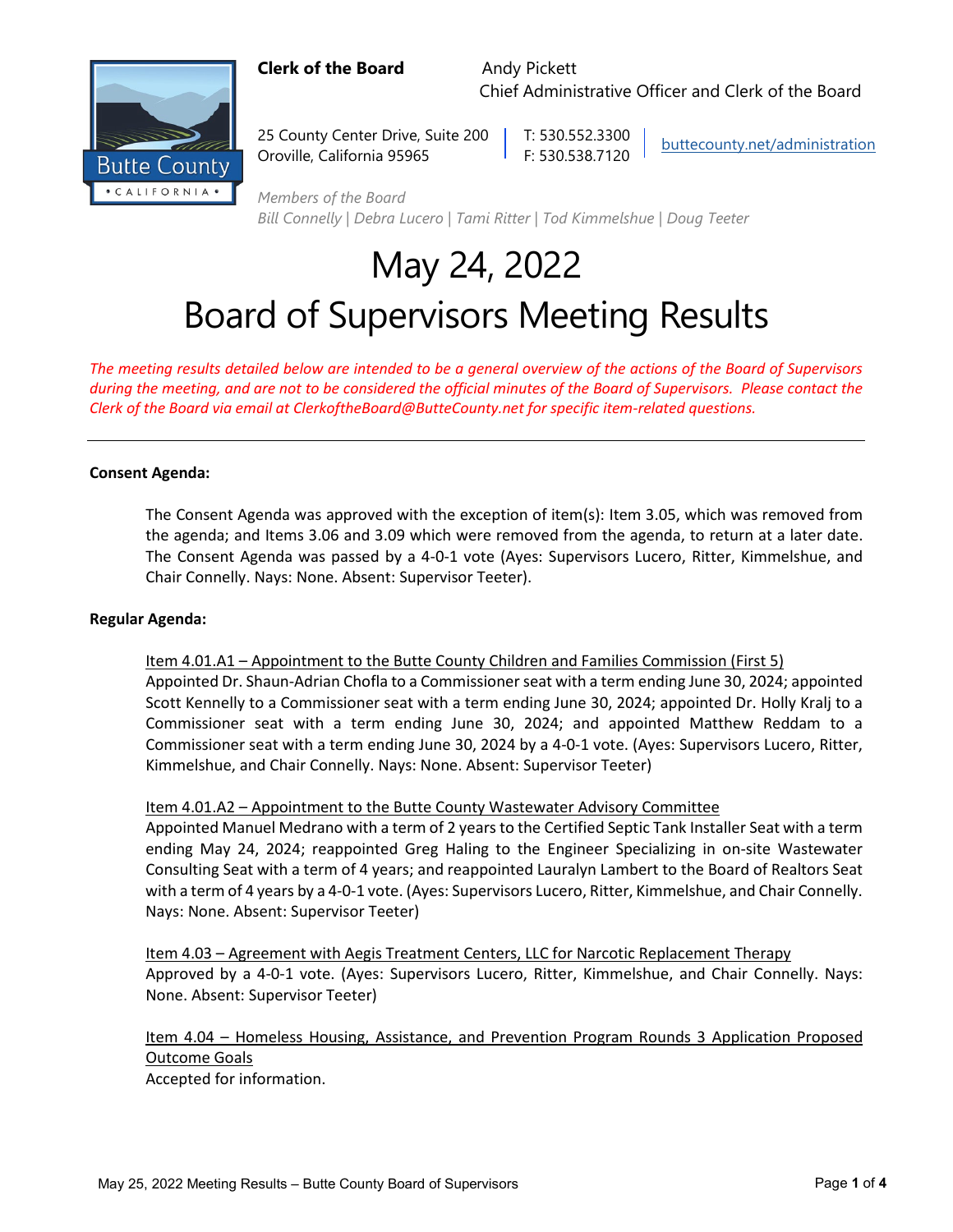**Clerk of the Board**

Andy Pickett
Chief Administrative Officer and Clerk of the Board

25 County Center Drive, Suite 200
Oroville, California 95965

T: 530.552.3300
F: 530.538.7120

buttecounty.net/administration

*Members of the Board*
*Bill Connelly | Debra Lucero | Tami Ritter | Tod Kimmelshue | Doug Teeter*

# May 24, 2022
# Board of Supervisors Meeting Results

*The meeting results detailed below are intended to be a general overview of the actions of the Board of Supervisors during the meeting, and are not to be considered the official minutes of the Board of Supervisors. Please contact the Clerk of the Board via email at ClerkoftheBoard@ButteCounty.net for specific item-related questions.*

---

**Consent Agenda:**

The Consent Agenda was approved with the exception of item(s): Item 3.05, which was removed from the agenda; and Items 3.06 and 3.09 which were removed from the agenda, to return at a later date. The Consent Agenda was passed by a 4-0-1 vote (Ayes: Supervisors Lucero, Ritter, Kimmelshue, and Chair Connelly. Nays: None. Absent: Supervisor Teeter).

**Regular Agenda:**

Item 4.01.A1 – Appointment to the Butte County Children and Families Commission (First 5)
Appointed Dr. Shaun-Adrian Chofla to a Commissioner seat with a term ending June 30, 2024; appointed Scott Kennelly to a Commissioner seat with a term ending June 30, 2024; appointed Dr. Holly Kralj to a Commissioner seat with a term ending June 30, 2024; and appointed Matthew Reddam to a Commissioner seat with a term ending June 30, 2024 by a 4-0-1 vote. (Ayes: Supervisors Lucero, Ritter, Kimmelshue, and Chair Connelly. Nays: None. Absent: Supervisor Teeter)

Item 4.01.A2 – Appointment to the Butte County Wastewater Advisory Committee
Appointed Manuel Medrano with a term of 2 years to the Certified Septic Tank Installer Seat with a term ending May 24, 2024; reappointed Greg Haling to the Engineer Specializing in on-site Wastewater Consulting Seat with a term of 4 years; and reappointed Lauralyn Lambert to the Board of Realtors Seat with a term of 4 years by a 4-0-1 vote. (Ayes: Supervisors Lucero, Ritter, Kimmelshue, and Chair Connelly. Nays: None. Absent: Supervisor Teeter)

Item 4.03 – Agreement with Aegis Treatment Centers, LLC for Narcotic Replacement Therapy
Approved by a 4-0-1 vote. (Ayes: Supervisors Lucero, Ritter, Kimmelshue, and Chair Connelly. Nays: None. Absent: Supervisor Teeter)

Item 4.04 – Homeless Housing, Assistance, and Prevention Program Rounds 3 Application Proposed Outcome Goals
Accepted for information.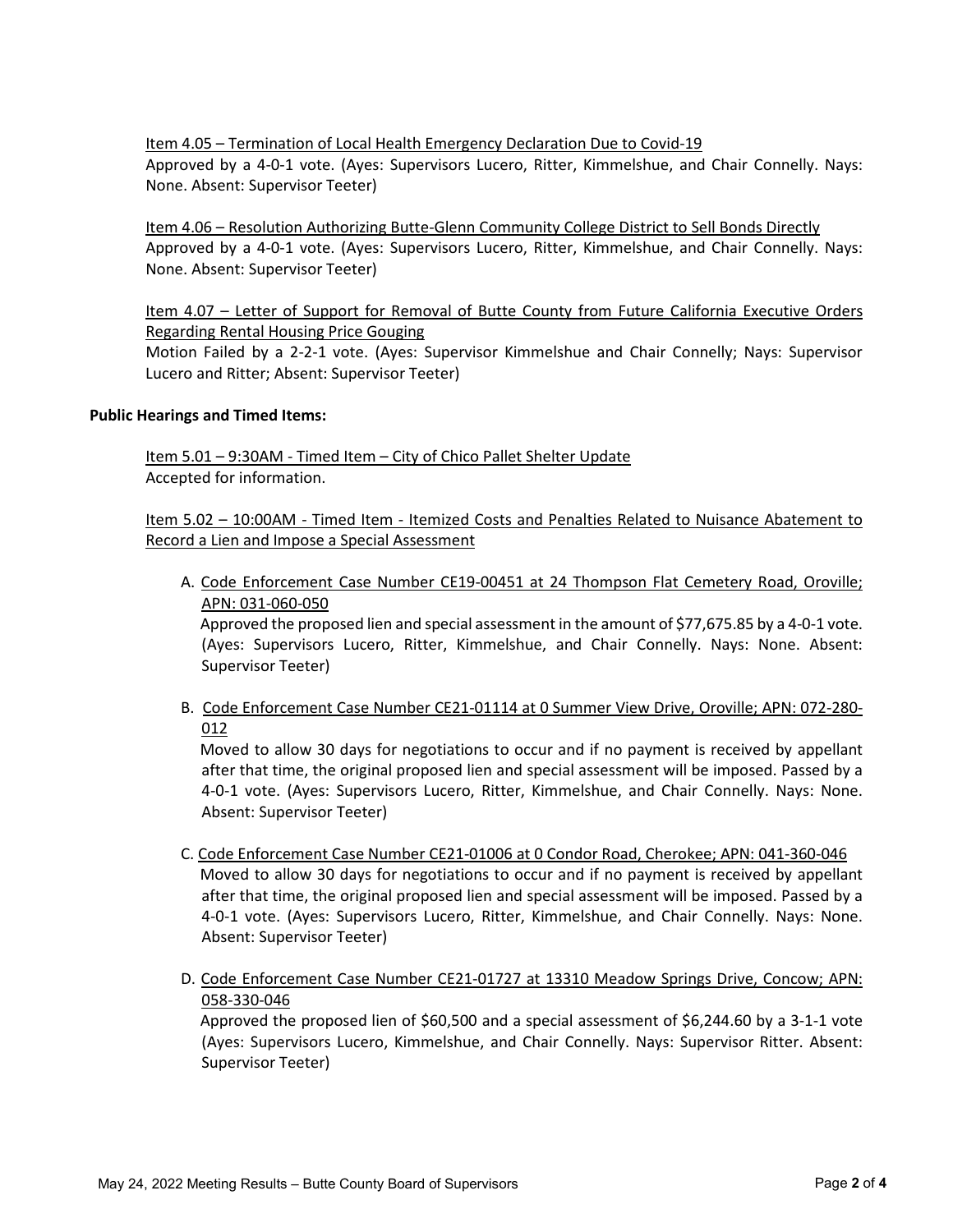Item 4.05 – Termination of Local Health Emergency Declaration Due to Covid-19

Approved by a 4-0-1 vote. (Ayes: Supervisors Lucero, Ritter, Kimmelshue, and Chair Connelly. Nays: None. Absent: Supervisor Teeter)

Item 4.06 – Resolution Authorizing Butte-Glenn Community College District to Sell Bonds Directly

Approved by a 4-0-1 vote. (Ayes: Supervisors Lucero, Ritter, Kimmelshue, and Chair Connelly. Nays: None. Absent: Supervisor Teeter)

Item 4.07 – Letter of Support for Removal of Butte County from Future California Executive Orders Regarding Rental Housing Price Gouging

Motion Failed by a 2-2-1 vote. (Ayes: Supervisor Kimmelshue and Chair Connelly; Nays: Supervisor Lucero and Ritter; Absent: Supervisor Teeter)

**Public Hearings and Timed Items:**

Item 5.01 – 9:30AM - Timed Item – City of Chico Pallet Shelter Update

Accepted for information.

Item 5.02 – 10:00AM - Timed Item - Itemized Costs and Penalties Related to Nuisance Abatement to Record a Lien and Impose a Special Assessment

A. Code Enforcement Case Number CE19-00451 at 24 Thompson Flat Cemetery Road, Oroville; APN: 031-060-050

Approved the proposed lien and special assessment in the amount of $77,675.85 by a 4-0-1 vote. (Ayes: Supervisors Lucero, Ritter, Kimmelshue, and Chair Connelly. Nays: None. Absent: Supervisor Teeter)

B. Code Enforcement Case Number CE21-01114 at 0 Summer View Drive, Oroville; APN: 072-280-012

Moved to allow 30 days for negotiations to occur and if no payment is received by appellant after that time, the original proposed lien and special assessment will be imposed. Passed by a 4-0-1 vote. (Ayes: Supervisors Lucero, Ritter, Kimmelshue, and Chair Connelly. Nays: None. Absent: Supervisor Teeter)

C. Code Enforcement Case Number CE21-01006 at 0 Condor Road, Cherokee; APN: 041-360-046

Moved to allow 30 days for negotiations to occur and if no payment is received by appellant after that time, the original proposed lien and special assessment will be imposed. Passed by a 4-0-1 vote. (Ayes: Supervisors Lucero, Ritter, Kimmelshue, and Chair Connelly. Nays: None. Absent: Supervisor Teeter)

D. Code Enforcement Case Number CE21-01727 at 13310 Meadow Springs Drive, Concow; APN: 058-330-046

Approved the proposed lien of $60,500 and a special assessment of $6,244.60 by a 3-1-1 vote (Ayes: Supervisors Lucero, Kimmelshue, and Chair Connelly. Nays: Supervisor Ritter. Absent: Supervisor Teeter)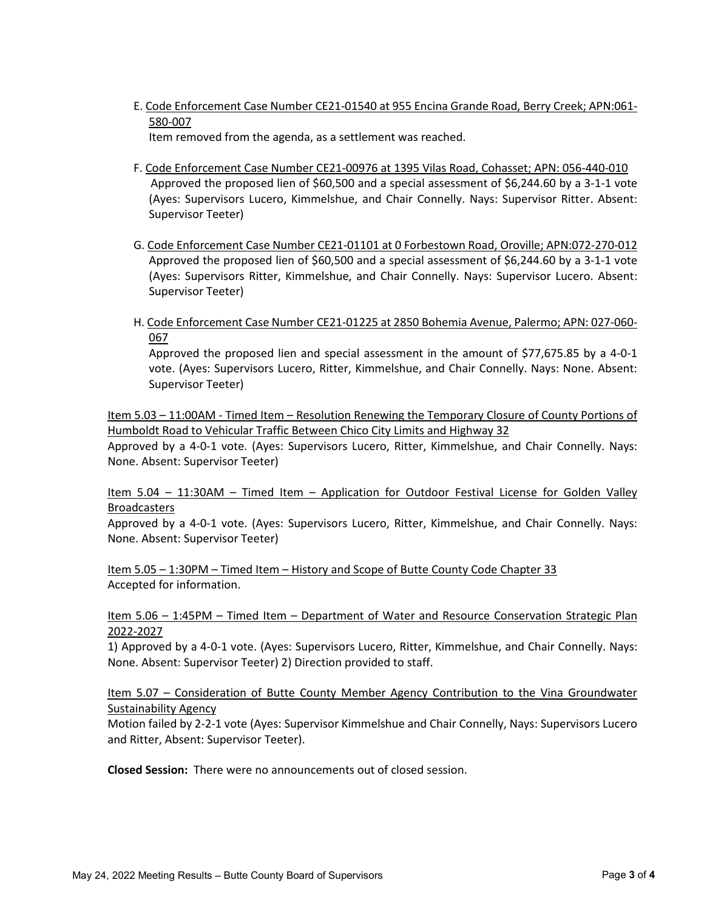E. <u>Code Enforcement Case Number CE21-01540 at 955 Encina Grande Road, Berry Creek; APN:061-580-007</u>
   Item removed from the agenda, as a settlement was reached.

F. <u>Code Enforcement Case Number CE21-00976 at 1395 Vilas Road, Cohasset; APN: 056-440-010</u>
   Approved the proposed lien of $60,500 and a special assessment of $6,244.60 by a 3-1-1 vote (Ayes: Supervisors Lucero, Kimmelshue, and Chair Connelly. Nays: Supervisor Ritter. Absent: Supervisor Teeter)

G. <u>Code Enforcement Case Number CE21-01101 at 0 Forbestown Road, Oroville; APN:072-270-012</u>
   Approved the proposed lien of $60,500 and a special assessment of $6,244.60 by a 3-1-1 vote (Ayes: Supervisors Ritter, Kimmelshue, and Chair Connelly. Nays: Supervisor Lucero. Absent: Supervisor Teeter)

H. <u>Code Enforcement Case Number CE21-01225 at 2850 Bohemia Avenue, Palermo; APN: 027-060-067</u>
   Approved the proposed lien and special assessment in the amount of $77,675.85 by a 4-0-1 vote. (Ayes: Supervisors Lucero, Ritter, Kimmelshue, and Chair Connelly. Nays: None. Absent: Supervisor Teeter)

<u>Item 5.03 – 11:00AM - Timed Item – Resolution Renewing the Temporary Closure of County Portions of Humboldt Road to Vehicular Traffic Between Chico City Limits and Highway 32</u>
Approved by a 4-0-1 vote. (Ayes: Supervisors Lucero, Ritter, Kimmelshue, and Chair Connelly. Nays: None. Absent: Supervisor Teeter)

<u>Item 5.04 – 11:30AM – Timed Item – Application for Outdoor Festival License for Golden Valley Broadcasters</u>
Approved by a 4-0-1 vote. (Ayes: Supervisors Lucero, Ritter, Kimmelshue, and Chair Connelly. Nays: None. Absent: Supervisor Teeter)

<u>Item 5.05 – 1:30PM – Timed Item – History and Scope of Butte County Code Chapter 33</u>
Accepted for information.

<u>Item 5.06 – 1:45PM – Timed Item – Department of Water and Resource Conservation Strategic Plan 2022-2027</u>
1) Approved by a 4-0-1 vote. (Ayes: Supervisors Lucero, Ritter, Kimmelshue, and Chair Connelly. Nays: None. Absent: Supervisor Teeter) 2) Direction provided to staff.

<u>Item 5.07 – Consideration of Butte County Member Agency Contribution to the Vina Groundwater Sustainability Agency</u>
Motion failed by 2-2-1 vote (Ayes: Supervisor Kimmelshue and Chair Connelly, Nays: Supervisors Lucero and Ritter, Absent: Supervisor Teeter).

**Closed Session:** There were no announcements out of closed session.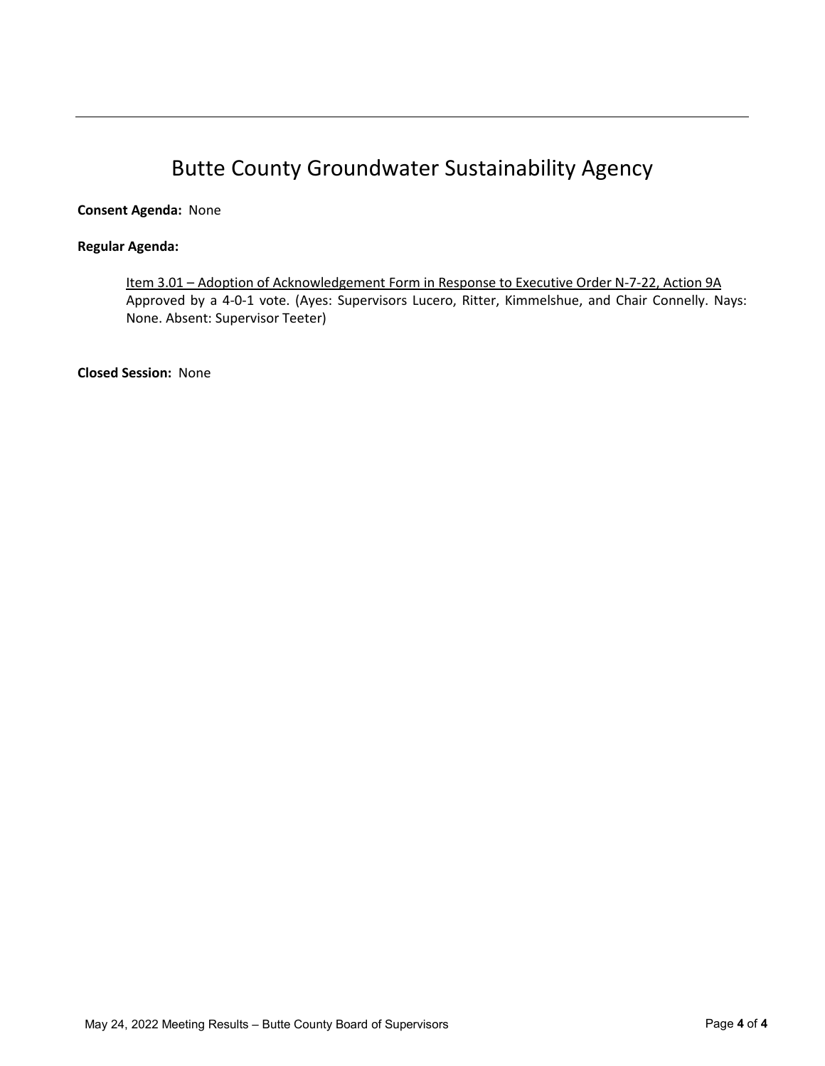# Butte County Groundwater Sustainability Agency

**Consent Agenda:** None

**Regular Agenda:**

Item 3.01 – Adoption of Acknowledgement Form in Response to Executive Order N-7-22, Action 9A
Approved by a 4-0-1 vote. (Ayes: Supervisors Lucero, Ritter, Kimmelshue, and Chair Connelly. Nays: None. Absent: Supervisor Teeter)

**Closed Session:** None